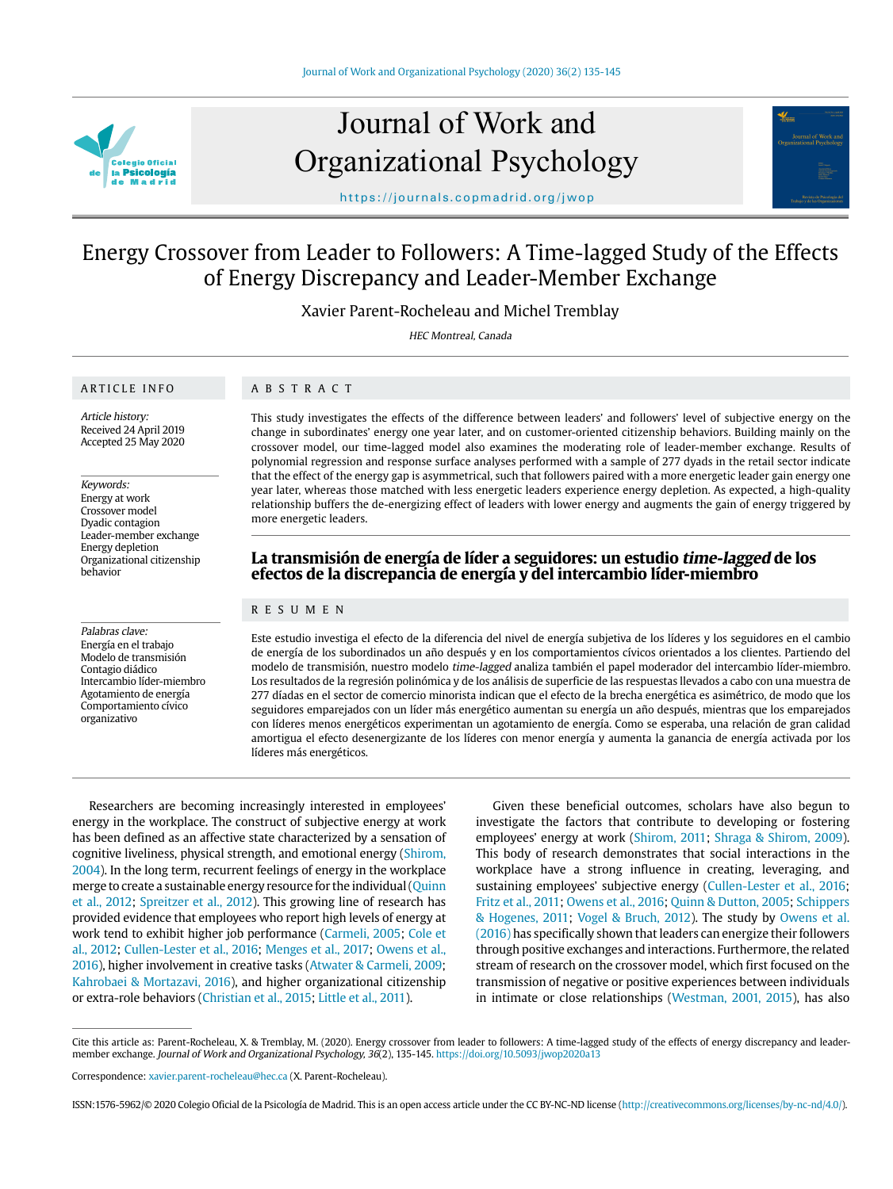# Energy Crossover from Leader to Followers: A Time-lagged Study of the Effects of Energy Discrepancy and Leader-Member Exchange

Xavier Parent-Rocheleau and Michel Tremblay

*HEC Montreal, Canada*

## ARTICLE INFO

*Article history:*
Received 24 April 2019
Accepted 25 May 2020

*Keywords:*
Energy at work
Crossover model
Dyadic contagion
Leader-member exchange
Energy depletion
Organizational citizenship behavior

*Palabras clave:*
Energía en el trabajo
Modelo de transmisión
Contagio diádico
Intercambio líder-miembro
Agotamiento de energía
Comportamiento cívico organizativo

## ABSTRACT

This study investigates the effects of the difference between leaders' and followers' level of subjective energy on the change in subordinates' energy one year later, and on customer-oriented citizenship behaviors. Building mainly on the crossover model, our time-lagged model also examines the moderating role of leader-member exchange. Results of polynomial regression and response surface analyses performed with a sample of 277 dyads in the retail sector indicate that the effect of the energy gap is asymmetrical, such that followers paired with a more energetic leader gain energy one year later, whereas those matched with less energetic leaders experience energy depletion. As expected, a high-quality relationship buffers the de-energizing effect of leaders with lower energy and augments the gain of energy triggered by more energetic leaders.

## La transmisión de energía de líder a seguidores: un estudio *time-lagged* de los efectos de la discrepancia de energía y del intercambio líder-miembro

## RESUMEN

Este estudio investiga el efecto de la diferencia del nivel de energía subjetiva de los líderes y los seguidores en el cambio de energía de los subordinados un año después y en los comportamientos cívicos orientados a los clientes. Partiendo del modelo de transmisión, nuestro modelo *time-lagged* analiza también el papel moderador del intercambio líder-miembro. Los resultados de la regresión polinómica y de los análisis de superficie de las respuestas llevados a cabo con una muestra de 277 díadas en el sector de comercio minorista indican que el efecto de la brecha energética es asimétrico, de modo que los seguidores emparejados con un líder más energético aumentan su energía un año después, mientras que los emparejados con líderes menos energéticos experimentan un agotamiento de energía. Como se esperaba, una relación de gran calidad amortigua el efecto desenergizante de los líderes con menor energía y aumenta la ganancia de energía activada por los líderes más energéticos.

Researchers are becoming increasingly interested in employees' energy in the workplace. The construct of subjective energy at work has been defined as an affective state characterized by a sensation of cognitive liveliness, physical strength, and emotional energy (Shirom, 2004). In the long term, recurrent feelings of energy in the workplace merge to create a sustainable energy resource for the individual (Quinn et al., 2012; Spreitzer et al., 2012). This growing line of research has provided evidence that employees who report high levels of energy at work tend to exhibit higher job performance (Carmeli, 2005; Cole et al., 2012; Cullen-Lester et al., 2016; Menges et al., 2017; Owens et al., 2016), higher involvement in creative tasks (Atwater & Carmeli, 2009; Kahrobaei & Mortazavi, 2016), and higher organizational citizenship or extra-role behaviors (Christian et al., 2015; Little et al., 2011).

Given these beneficial outcomes, scholars have also begun to investigate the factors that contribute to developing or fostering employees' energy at work (Shirom, 2011; Shraga & Shirom, 2009). This body of research demonstrates that social interactions in the workplace have a strong influence in creating, leveraging, and sustaining employees' subjective energy (Cullen-Lester et al., 2016; Fritz et al., 2011; Owens et al., 2016; Quinn & Dutton, 2005; Schippers & Hogenes, 2011; Vogel & Bruch, 2012). The study by Owens et al. (2016) has specifically shown that leaders can energize their followers through positive exchanges and interactions. Furthermore, the related stream of research on the crossover model, which first focused on the transmission of negative or positive experiences between individuals in intimate or close relationships (Westman, 2001, 2015), has also

Cite this article as: Parent-Rocheleau, X. & Tremblay, M. (2020). Energy crossover from leader to followers: A time-lagged study of the effects of energy discrepancy and leader-member exchange. *Journal of Work and Organizational Psychology, 36*(2), 135-145. https://doi.org/10.5093/jwop2020a13

Correspondence: xavier.parent-rocheleau@hec.ca (X. Parent-Rocheleau).

ISSN:1576-5962/© 2020 Colegio Oficial de la Psicología de Madrid. This is an open access article under the CC BY-NC-ND license (http://creativecommons.org/licenses/by-nc-nd/4.0/).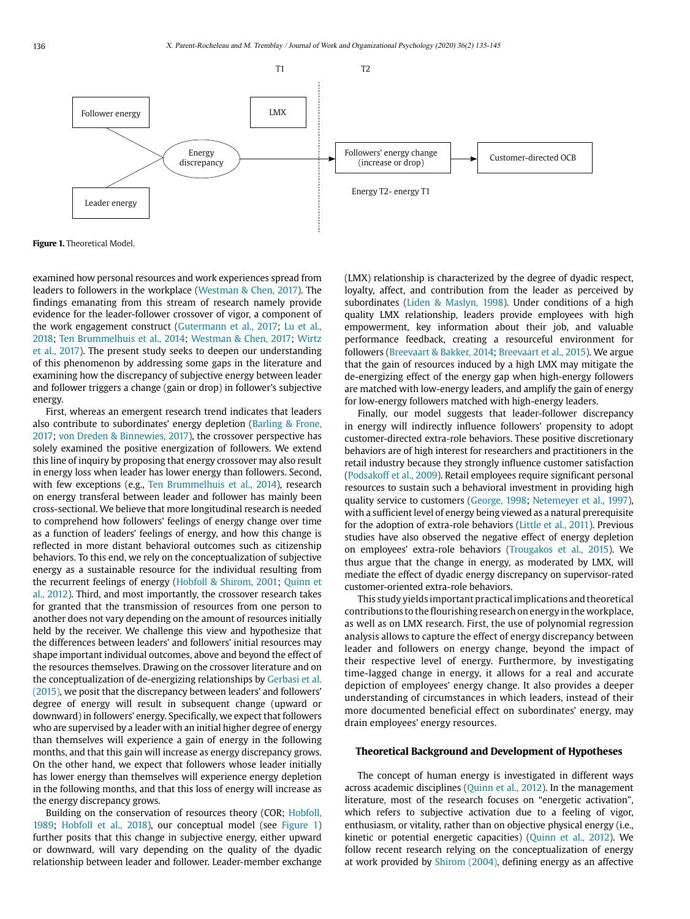T1 T2

Follower energy — LMX — Energy discrepancy — Leader energy → Followers' energy change (increase or drop) → Customer-directed OCB

Energy T2- energy T1

**Figure 1.** Theoretical Model.

examined how personal resources and work experiences spread from leaders to followers in the workplace (Westman & Chen, 2017). The findings emanating from this stream of research namely provide evidence for the leader-follower crossover of vigor, a component of the work engagement construct (Gutermann et al., 2017; Lu et al., 2018; Ten Brummelhuis et al., 2014; Westman & Chen, 2017; Wirtz et al., 2017). The present study seeks to deepen our understanding of this phenomenon by addressing some gaps in the literature and examining how the discrepancy of subjective energy between leader and follower triggers a change (gain or drop) in follower's subjective energy.

First, whereas an emergent research trend indicates that leaders also contribute to subordinates' energy depletion (Barling & Frone, 2017; von Dreden & Binnewies, 2017), the crossover perspective has solely examined the positive energization of followers. We extend this line of inquiry by proposing that energy crossover may also result in energy loss when leader has lower energy than followers. Second, with few exceptions (e.g., Ten Brummelhuis et al., 2014), research on energy transferal between leader and follower has mainly been cross-sectional. We believe that more longitudinal research is needed to comprehend how followers' feelings of energy change over time as a function of leaders' feelings of energy, and how this change is reflected in more distant behavioral outcomes such as citizenship behaviors. To this end, we rely on the conceptualization of subjective energy as a sustainable resource for the individual resulting from the recurrent feelings of energy (Hobfoll & Shirom, 2001; Quinn et al., 2012). Third, and most importantly, the crossover research takes for granted that the transmission of resources from one person to another does not vary depending on the amount of resources initially held by the receiver. We challenge this view and hypothesize that the differences between leaders' and followers' initial resources may shape important individual outcomes, above and beyond the effect of the resources themselves. Drawing on the crossover literature and on the conceptualization of de-energizing relationships by Gerbasi et al. (2015), we posit that the discrepancy between leaders' and followers' degree of energy will result in subsequent change (upward or downward) in followers' energy. Specifically, we expect that followers who are supervised by a leader with an initial higher degree of energy than themselves will experience a gain of energy in the following months, and that this gain will increase as energy discrepancy grows. On the other hand, we expect that followers whose leader initially has lower energy than themselves will experience energy depletion in the following months, and that this loss of energy will increase as the energy discrepancy grows.

Building on the conservation of resources theory (COR; Hobfoll, 1989; Hobfoll et al., 2018), our conceptual model (see Figure 1) further posits that this change in subjective energy, either upward or downward, will vary depending on the quality of the dyadic relationship between leader and follower. Leader-member exchange (LMX) relationship is characterized by the degree of dyadic respect, loyalty, affect, and contribution from the leader as perceived by subordinates (Liden & Maslyn, 1998). Under conditions of a high quality LMX relationship, leaders provide employees with high empowerment, key information about their job, and valuable performance feedback, creating a resourceful environment for followers (Breevaart & Bakker, 2014; Breevaart et al., 2015). We argue that the gain of resources induced by a high LMX may mitigate the de-energizing effect of the energy gap when high-energy followers are matched with low-energy leaders, and amplify the gain of energy for low-energy followers matched with high-energy leaders.

Finally, our model suggests that leader-follower discrepancy in energy will indirectly influence followers' propensity to adopt customer-directed extra-role behaviors. These positive discretionary behaviors are of high interest for researchers and practitioners in the retail industry because they strongly influence customer satisfaction (Podsakoff et al., 2009). Retail employees require significant personal resources to sustain such a behavioral investment in providing high quality service to customers (George, 1998; Netemeyer et al., 1997), with a sufficient level of energy being viewed as a natural prerequisite for the adoption of extra-role behaviors (Little et al., 2011). Previous studies have also observed the negative effect of energy depletion on employees' extra-role behaviors (Trougakos et al., 2015). We thus argue that the change in energy, as moderated by LMX, will mediate the effect of dyadic energy discrepancy on supervisor-rated customer-oriented extra-role behaviors.

This study yields important practical implications and theoretical contributions to the flourishing research on energy in the workplace, as well as on LMX research. First, the use of polynomial regression analysis allows to capture the effect of energy discrepancy between leader and followers on energy change, beyond the impact of their respective level of energy. Furthermore, by investigating time-lagged change in energy, it allows for a real and accurate depiction of employees' energy change. It also provides a deeper understanding of circumstances in which leaders, instead of their more documented beneficial effect on subordinates' energy, may drain employees' energy resources.

## Theoretical Background and Development of Hypotheses

The concept of human energy is investigated in different ways across academic disciplines (Quinn et al., 2012). In the management literature, most of the research focuses on "energetic activation", which refers to subjective activation due to a feeling of vigor, enthusiasm, or vitality, rather than on objective physical energy (i.e., kinetic or potential energetic capacities) (Quinn et al., 2012). We follow recent research relying on the conceptualization of energy at work provided by Shirom (2004), defining energy as an affective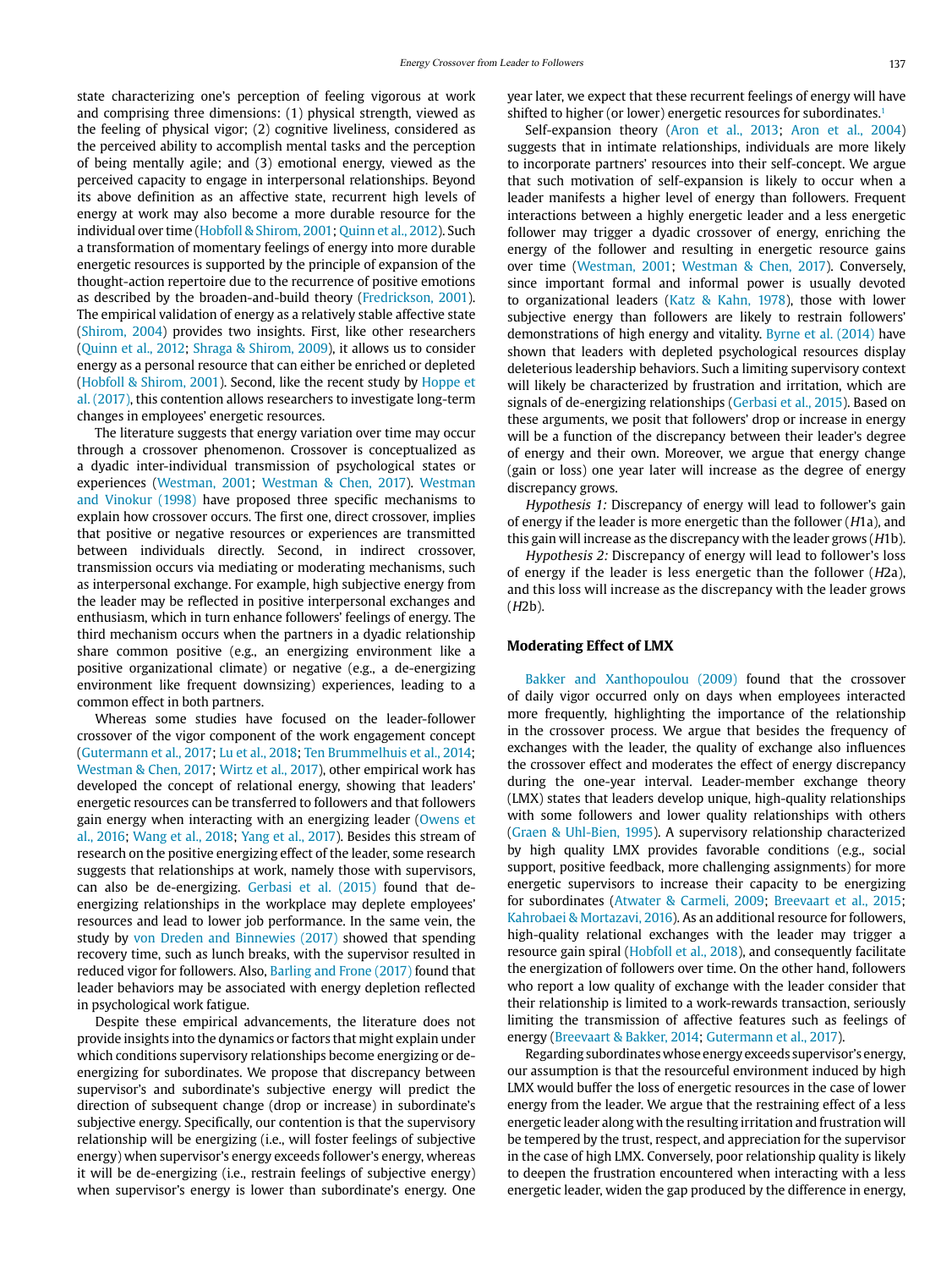state characterizing one's perception of feeling vigorous at work and comprising three dimensions: (1) physical strength, viewed as the feeling of physical vigor; (2) cognitive liveliness, considered as the perceived ability to accomplish mental tasks and the perception of being mentally agile; and (3) emotional energy, viewed as the perceived capacity to engage in interpersonal relationships. Beyond its above definition as an affective state, recurrent high levels of energy at work may also become a more durable resource for the individual over time (Hobfoll & Shirom, 2001; Quinn et al., 2012). Such a transformation of momentary feelings of energy into more durable energetic resources is supported by the principle of expansion of the thought-action repertoire due to the recurrence of positive emotions as described by the broaden-and-build theory (Fredrickson, 2001). The empirical validation of energy as a relatively stable affective state (Shirom, 2004) provides two insights. First, like other researchers (Quinn et al., 2012; Shraga & Shirom, 2009), it allows us to consider energy as a personal resource that can either be enriched or depleted (Hobfoll & Shirom, 2001). Second, like the recent study by Hoppe et al. (2017), this contention allows researchers to investigate long-term changes in employees' energetic resources.

The literature suggests that energy variation over time may occur through a crossover phenomenon. Crossover is conceptualized as a dyadic inter-individual transmission of psychological states or experiences (Westman, 2001; Westman & Chen, 2017). Westman and Vinokur (1998) have proposed three specific mechanisms to explain how crossover occurs. The first one, direct crossover, implies that positive or negative resources or experiences are transmitted between individuals directly. Second, in indirect crossover, transmission occurs via mediating or moderating mechanisms, such as interpersonal exchange. For example, high subjective energy from the leader may be reflected in positive interpersonal exchanges and enthusiasm, which in turn enhance followers' feelings of energy. The third mechanism occurs when the partners in a dyadic relationship share common positive (e.g., an energizing environment like a positive organizational climate) or negative (e.g., a de-energizing environment like frequent downsizing) experiences, leading to a common effect in both partners.

Whereas some studies have focused on the leader-follower crossover of the vigor component of the work engagement concept (Gutermann et al., 2017; Lu et al., 2018; Ten Brummelhuis et al., 2014; Westman & Chen, 2017; Wirtz et al., 2017), other empirical work has developed the concept of relational energy, showing that leaders' energetic resources can be transferred to followers and that followers gain energy when interacting with an energizing leader (Owens et al., 2016; Wang et al., 2018; Yang et al., 2017). Besides this stream of research on the positive energizing effect of the leader, some research suggests that relationships at work, namely those with supervisors, can also be de-energizing. Gerbasi et al. (2015) found that de-energizing relationships in the workplace may deplete employees' resources and lead to lower job performance. In the same vein, the study by von Dreden and Binnewies (2017) showed that spending recovery time, such as lunch breaks, with the supervisor resulted in reduced vigor for followers. Also, Barling and Frone (2017) found that leader behaviors may be associated with energy depletion reflected in psychological work fatigue.

Despite these empirical advancements, the literature does not provide insights into the dynamics or factors that might explain under which conditions supervisory relationships become energizing or de-energizing for subordinates. We propose that discrepancy between supervisor's and subordinate's subjective energy will predict the direction of subsequent change (drop or increase) in subordinate's subjective energy. Specifically, our contention is that the supervisory relationship will be energizing (i.e., will foster feelings of subjective energy) when supervisor's energy exceeds follower's energy, whereas it will be de-energizing (i.e., restrain feelings of subjective energy) when supervisor's energy is lower than subordinate's energy. One year later, we expect that these recurrent feelings of energy will have shifted to higher (or lower) energetic resources for subordinates.[1]

Self-expansion theory (Aron et al., 2013; Aron et al., 2004) suggests that in intimate relationships, individuals are more likely to incorporate partners' resources into their self-concept. We argue that such motivation of self-expansion is likely to occur when a leader manifests a higher level of energy than followers. Frequent interactions between a highly energetic leader and a less energetic follower may trigger a dyadic crossover of energy, enriching the energy of the follower and resulting in energetic resource gains over time (Westman, 2001; Westman & Chen, 2017). Conversely, since important formal and informal power is usually devoted to organizational leaders (Katz & Kahn, 1978), those with lower subjective energy than followers are likely to restrain followers' demonstrations of high energy and vitality. Byrne et al. (2014) have shown that leaders with depleted psychological resources display deleterious leadership behaviors. Such a limiting supervisory context will likely be characterized by frustration and irritation, which are signals of de-energizing relationships (Gerbasi et al., 2015). Based on these arguments, we posit that followers' drop or increase in energy will be a function of the discrepancy between their leader's degree of energy and their own. Moreover, we argue that energy change (gain or loss) one year later will increase as the degree of energy discrepancy grows.

*Hypothesis 1:* Discrepancy of energy will lead to follower's gain of energy if the leader is more energetic than the follower (*H*1a), and this gain will increase as the discrepancy with the leader grows (*H*1b).

*Hypothesis 2:* Discrepancy of energy will lead to follower's loss of energy if the leader is less energetic than the follower (*H*2a), and this loss will increase as the discrepancy with the leader grows (*H*2b).

## Moderating Effect of LMX

Bakker and Xanthopoulou (2009) found that the crossover of daily vigor occurred only on days when employees interacted more frequently, highlighting the importance of the relationship in the crossover process. We argue that besides the frequency of exchanges with the leader, the quality of exchange also influences the crossover effect and moderates the effect of energy discrepancy during the one-year interval. Leader-member exchange theory (LMX) states that leaders develop unique, high-quality relationships with some followers and lower quality relationships with others (Graen & Uhl-Bien, 1995). A supervisory relationship characterized by high quality LMX provides favorable conditions (e.g., social support, positive feedback, more challenging assignments) for more energetic supervisors to increase their capacity to be energizing for subordinates (Atwater & Carmeli, 2009; Breevaart et al., 2015; Kahrobaei & Mortazavi, 2016). As an additional resource for followers, high-quality relational exchanges with the leader may trigger a resource gain spiral (Hobfoll et al., 2018), and consequently facilitate the energization of followers over time. On the other hand, followers who report a low quality of exchange with the leader consider that their relationship is limited to a work-rewards transaction, seriously limiting the transmission of affective features such as feelings of energy (Breevaart & Bakker, 2014; Gutermann et al., 2017).

Regarding subordinates whose energy exceeds supervisor's energy, our assumption is that the resourceful environment induced by high LMX would buffer the loss of energetic resources in the case of lower energy from the leader. We argue that the restraining effect of a less energetic leader along with the resulting irritation and frustration will be tempered by the trust, respect, and appreciation for the supervisor in the case of high LMX. Conversely, poor relationship quality is likely to deepen the frustration encountered when interacting with a less energetic leader, widen the gap produced by the difference in energy,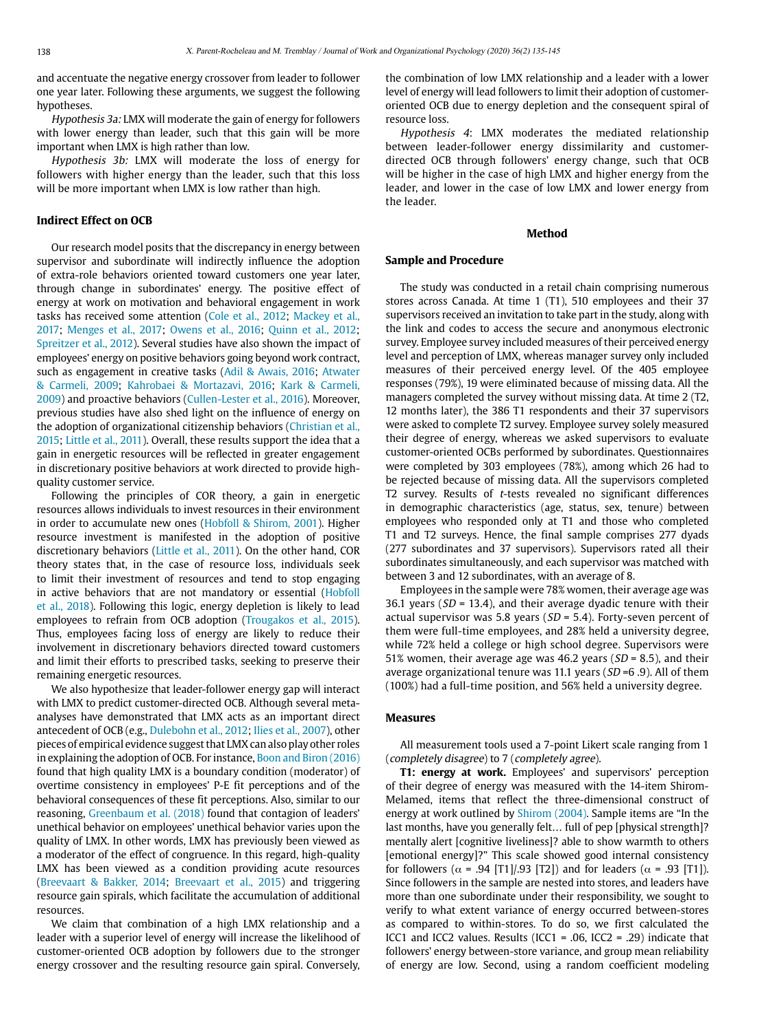and accentuate the negative energy crossover from leader to follower one year later. Following these arguments, we suggest the following hypotheses.

*Hypothesis 3a:* LMX will moderate the gain of energy for followers with lower energy than leader, such that this gain will be more important when LMX is high rather than low.

*Hypothesis 3b:* LMX will moderate the loss of energy for followers with higher energy than the leader, such that this loss will be more important when LMX is low rather than high.

### Indirect Effect on OCB

Our research model posits that the discrepancy in energy between supervisor and subordinate will indirectly influence the adoption of extra-role behaviors oriented toward customers one year later, through change in subordinates' energy. The positive effect of energy at work on motivation and behavioral engagement in work tasks has received some attention (Cole et al., 2012; Mackey et al., 2017; Menges et al., 2017; Owens et al., 2016; Quinn et al., 2012; Spreitzer et al., 2012). Several studies have also shown the impact of employees' energy on positive behaviors going beyond work contract, such as engagement in creative tasks (Adil & Awais, 2016; Atwater & Carmeli, 2009; Kahrobaei & Mortazavi, 2016; Kark & Carmeli, 2009) and proactive behaviors (Cullen-Lester et al., 2016). Moreover, previous studies have also shed light on the influence of energy on the adoption of organizational citizenship behaviors (Christian et al., 2015; Little et al., 2011). Overall, these results support the idea that a gain in energetic resources will be reflected in greater engagement in discretionary positive behaviors at work directed to provide high-quality customer service.

Following the principles of COR theory, a gain in energetic resources allows individuals to invest resources in their environment in order to accumulate new ones (Hobfoll & Shirom, 2001). Higher resource investment is manifested in the adoption of positive discretionary behaviors (Little et al., 2011). On the other hand, COR theory states that, in the case of resource loss, individuals seek to limit their investment of resources and tend to stop engaging in active behaviors that are not mandatory or essential (Hobfoll et al., 2018). Following this logic, energy depletion is likely to lead employees to refrain from OCB adoption (Trougakos et al., 2015). Thus, employees facing loss of energy are likely to reduce their involvement in discretionary behaviors directed toward customers and limit their efforts to prescribed tasks, seeking to preserve their remaining energetic resources.

We also hypothesize that leader-follower energy gap will interact with LMX to predict customer-directed OCB. Although several meta-analyses have demonstrated that LMX acts as an important direct antecedent of OCB (e.g., Dulebohn et al., 2012; Ilies et al., 2007), other pieces of empirical evidence suggest that LMX can also play other roles in explaining the adoption of OCB. For instance, Boon and Biron (2016) found that high quality LMX is a boundary condition (moderator) of overtime consistency in employees' P-E fit perceptions and of the behavioral consequences of these fit perceptions. Also, similar to our reasoning, Greenbaum et al. (2018) found that contagion of leaders' unethical behavior on employees' unethical behavior varies upon the quality of LMX. In other words, LMX has previously been viewed as a moderator of the effect of congruence. In this regard, high-quality LMX has been viewed as a condition providing acute resources (Breevaart & Bakker, 2014; Breevaart et al., 2015) and triggering resource gain spirals, which facilitate the accumulation of additional resources.

We claim that combination of a high LMX relationship and a leader with a superior level of energy will increase the likelihood of customer-oriented OCB adoption by followers due to the stronger energy crossover and the resulting resource gain spiral. Conversely, the combination of low LMX relationship and a leader with a lower level of energy will lead followers to limit their adoption of customer-oriented OCB due to energy depletion and the consequent spiral of resource loss.

*Hypothesis 4*: LMX moderates the mediated relationship between leader-follower energy dissimilarity and customer-directed OCB through followers' energy change, such that OCB will be higher in the case of high LMX and higher energy from the leader, and lower in the case of low LMX and lower energy from the leader.

## Method

### Sample and Procedure

The study was conducted in a retail chain comprising numerous stores across Canada. At time 1 (T1), 510 employees and their 37 supervisors received an invitation to take part in the study, along with the link and codes to access the secure and anonymous electronic survey. Employee survey included measures of their perceived energy level and perception of LMX, whereas manager survey only included measures of their perceived energy level. Of the 405 employee responses (79%), 19 were eliminated because of missing data. All the managers completed the survey without missing data. At time 2 (T2, 12 months later), the 386 T1 respondents and their 37 supervisors were asked to complete T2 survey. Employee survey solely measured their degree of energy, whereas we asked supervisors to evaluate customer-oriented OCBs performed by subordinates. Questionnaires were completed by 303 employees (78%), among which 26 had to be rejected because of missing data. All the supervisors completed T2 survey. Results of *t*-tests revealed no significant differences in demographic characteristics (age, status, sex, tenure) between employees who responded only at T1 and those who completed T1 and T2 surveys. Hence, the final sample comprises 277 dyads (277 subordinates and 37 supervisors). Supervisors rated all their subordinates simultaneously, and each supervisor was matched with between 3 and 12 subordinates, with an average of 8.

Employees in the sample were 78% women, their average age was 36.1 years (*SD* = 13.4), and their average dyadic tenure with their actual supervisor was 5.8 years (*SD* = 5.4). Forty-seven percent of them were full-time employees, and 28% held a university degree, while 72% held a college or high school degree. Supervisors were 51% women, their average age was 46.2 years (*SD* = 8.5), and their average organizational tenure was 11.1 years (*SD* =6 .9). All of them (100%) had a full-time position, and 56% held a university degree.

### Measures

All measurement tools used a 7-point Likert scale ranging from 1 (*completely disagree*) to 7 (*completely agree*).

**T1: energy at work.** Employees' and supervisors' perception of their degree of energy was measured with the 14-item Shirom-Melamed, items that reflect the three-dimensional construct of energy at work outlined by Shirom (2004). Sample items are "In the last months, have you generally felt… full of pep [physical strength]? mentally alert [cognitive liveliness]? able to show warmth to others [emotional energy]?" This scale showed good internal consistency for followers ($\alpha$ = .94 [T1]/.93 [T2]) and for leaders ($\alpha$ = .93 [T1]). Since followers in the sample are nested into stores, and leaders have more than one subordinate under their responsibility, we sought to verify to what extent variance of energy occurred between-stores as compared to within-stores. To do so, we first calculated the ICC1 and ICC2 values. Results (ICC1 = .06, ICC2 = .29) indicate that followers' energy between-store variance, and group mean reliability of energy are low. Second, using a random coefficient modeling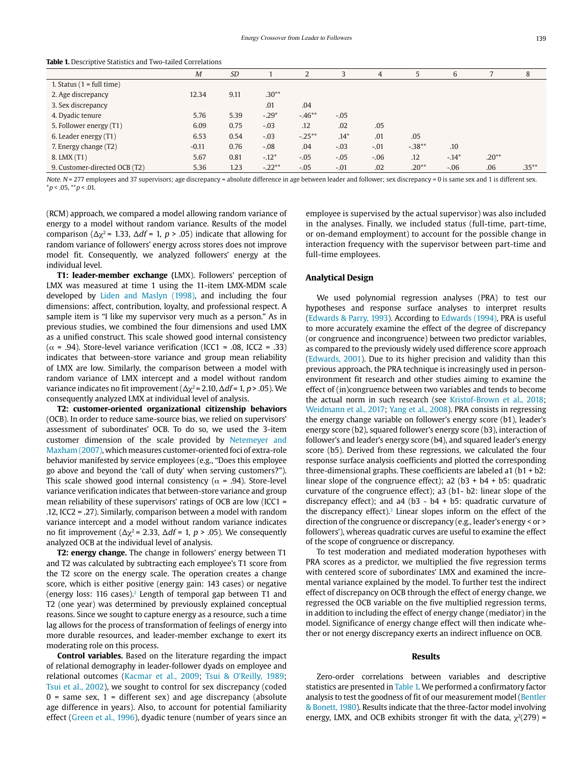**Table 1.** Descriptive Statistics and Two-tailed Correlations

| | *M* | *SD* | 1 | 2 | 3 | 4 | 5 | 6 | 7 | 8 |
|---|---|---|---|---|---|---|---|---|---|---|
| 1. Status (1 = full time) | | | | | | | | | | |
| 2. Age discrepancy | 12.34 | 9.11 | .30** | | | | | | | |
| 3. Sex discrepancy | | | .01 | .04 | | | | | | |
| 4. Dyadic tenure | 5.76 | 5.39 | -.29* | -.46** | -.05 | | | | | |
| 5. Follower energy (T1) | 6.09 | 0.75 | -.03 | .12 | .02 | .05 | | | | |
| 6. Leader energy (T1) | 6.53 | 0.54 | -.03 | -.25** | .14* | .01 | .05 | | | |
| 7. Energy change (T2) | -0.11 | 0.76 | -.08 | .04 | -.03 | -.01 | -.38** | .10 | | |
| 8. LMX (T1) | 5.67 | 0.81 | -.12* | -.05 | -.05 | -.06 | .12 | -.14* | .20** | |
| 9. Customer-directed OCB (T2) | 5.36 | 1.23 | -.22** | -.05 | -.01 | .02 | .20** | -.06 | .06 | .35** |

*Note.* *N* = 277 employees and 37 supervisors; age discrepancy = absolute difference in age between leader and follower; sex discrepancy = 0 is same sex and 1 is different sex.
*$p < .05$, **$p < .01$.

(RCM) approach, we compared a model allowing random variance of energy to a model without random variance. Results of the model comparison ($\Delta\chi^2 = 1.33$, $\Delta df = 1$, $p > .05$) indicate that allowing for random variance of followers' energy across stores does not improve model fit. Consequently, we analyzed followers' energy at the individual level.

**T1: leader-member exchange (**LMX). Followers' perception of LMX was measured at time 1 using the 11-item LMX-MDM scale developed by Liden and Maslyn (1998), and including the four dimensions: affect, contribution, loyalty, and professional respect. A sample item is "I like my supervisor very much as a person." As in previous studies, we combined the four dimensions and used LMX as a unified construct. This scale showed good internal consistency ($\alpha$ = .94). Store-level variance verification (ICC1 = .08, ICC2 = .33) indicates that between-store variance and group mean reliability of LMX are low. Similarly, the comparison between a model with random variance of LMX intercept and a model without random variance indicates no fit improvement ($\Delta\chi^2 = 2.10$, $\Delta df = 1$, $p > .05$). We consequently analyzed LMX at individual level of analysis.

**T2: customer-oriented organizational citizenship behaviors** (OCB). In order to reduce same-source bias, we relied on supervisors' assessment of subordinates' OCB. To do so, we used the 3-item customer dimension of the scale provided by Netemeyer and Maxham (2007), which measures customer-oriented foci of extra-role behavior manifested by service employees (e.g., "Does this employee go above and beyond the 'call of duty' when serving customers?"). This scale showed good internal consistency ($\alpha$ = .94). Store-level variance verification indicates that between-store variance and group mean reliability of these supervisors' ratings of OCB are low (ICC1 = .12, ICC2 = .27). Similarly, comparison between a model with random variance intercept and a model without random variance indicates no fit improvement ($\Delta\chi^2 = 2.33$, $\Delta df = 1$, $p > .05$). We consequently analyzed OCB at the individual level of analysis.

**T2: energy change.** The change in followers' energy between T1 and T2 was calculated by subtracting each employee's T1 score from the T2 score on the energy scale. The operation creates a change score, which is either positive (energy gain: 143 cases) or negative (energy loss: 116 cases).[2] Length of temporal gap between T1 and T2 (one year) was determined by previously explained conceptual reasons. Since we sought to capture energy as a resource, such a time lag allows for the process of transformation of feelings of energy into more durable resources, and leader-member exchange to exert its moderating role on this process.

**Control variables.** Based on the literature regarding the impact of relational demography in leader-follower dyads on employee and relational outcomes (Kacmar et al., 2009; Tsui & O'Reilly, 1989; Tsui et al., 2002), we sought to control for sex discrepancy (coded 0 = same sex, 1 = different sex) and age discrepancy (absolute age difference in years). Also, to account for potential familiarity effect (Green et al., 1996), dyadic tenure (number of years since an employee is supervised by the actual supervisor) was also included in the analyses. Finally, we included status (full-time, part-time, or on-demand employment) to account for the possible change in interaction frequency with the supervisor between part-time and full-time employees.

## Analytical Design

We used polynomial regression analyses (PRA) to test our hypotheses and response surface analyses to interpret results (Edwards & Parry, 1993). According to Edwards (1994), PRA is useful to more accurately examine the effect of the degree of discrepancy (or congruence and incongruence) between two predictor variables, as compared to the previously widely used difference score approach (Edwards, 2001). Due to its higher precision and validity than this previous approach, the PRA technique is increasingly used in person-environment fit research and other studies aiming to examine the effect of (in)congruence between two variables and tends to become the actual norm in such research (see Kristof-Brown et al., 2018; Weidmann et al., 2017; Yang et al., 2008). PRA consists in regressing the energy change variable on follower's energy score (b1), leader's energy score (b2), squared follower's energy score (b3), interaction of follower's and leader's energy score (b4), and squared leader's energy score (b5). Derived from these regressions, we calculated the four response surface analysis coefficients and plotted the corresponding three-dimensional graphs. These coefficients are labeled a1 (b1 + b2: linear slope of the congruence effect); a2 (b3 + b4 + b5: quadratic curvature of the congruence effect); a3 (b1- b2: linear slope of the discrepancy effect); and a4 (b3 - b4 + b5: quadratic curvature of the discrepancy effect).[3] Linear slopes inform on the effect of the direction of the congruence or discrepancy (e.g., leader's energy < or > followers'), whereas quadratic curves are useful to examine the effect of the scope of congruence or discrepancy.

To test moderation and mediated moderation hypotheses with PRA scores as a predictor, we multiplied the five regression terms with centered score of subordinates' LMX and examined the incremental variance explained by the model. To further test the indirect effect of discrepancy on OCB through the effect of energy change, we regressed the OCB variable on the five multiplied regression terms, in addition to including the effect of energy change (mediator) in the model. Significance of energy change effect will then indicate whether or not energy discrepancy exerts an indirect influence on OCB.

## Results

Zero-order correlations between variables and descriptive statistics are presented in Table 1. We performed a confirmatory factor analysis to test the goodness of fit of our measurement model (Bentler & Bonett, 1980). Results indicate that the three-factor model involving energy, LMX, and OCB exhibits stronger fit with the data, $\chi^2(279)$ =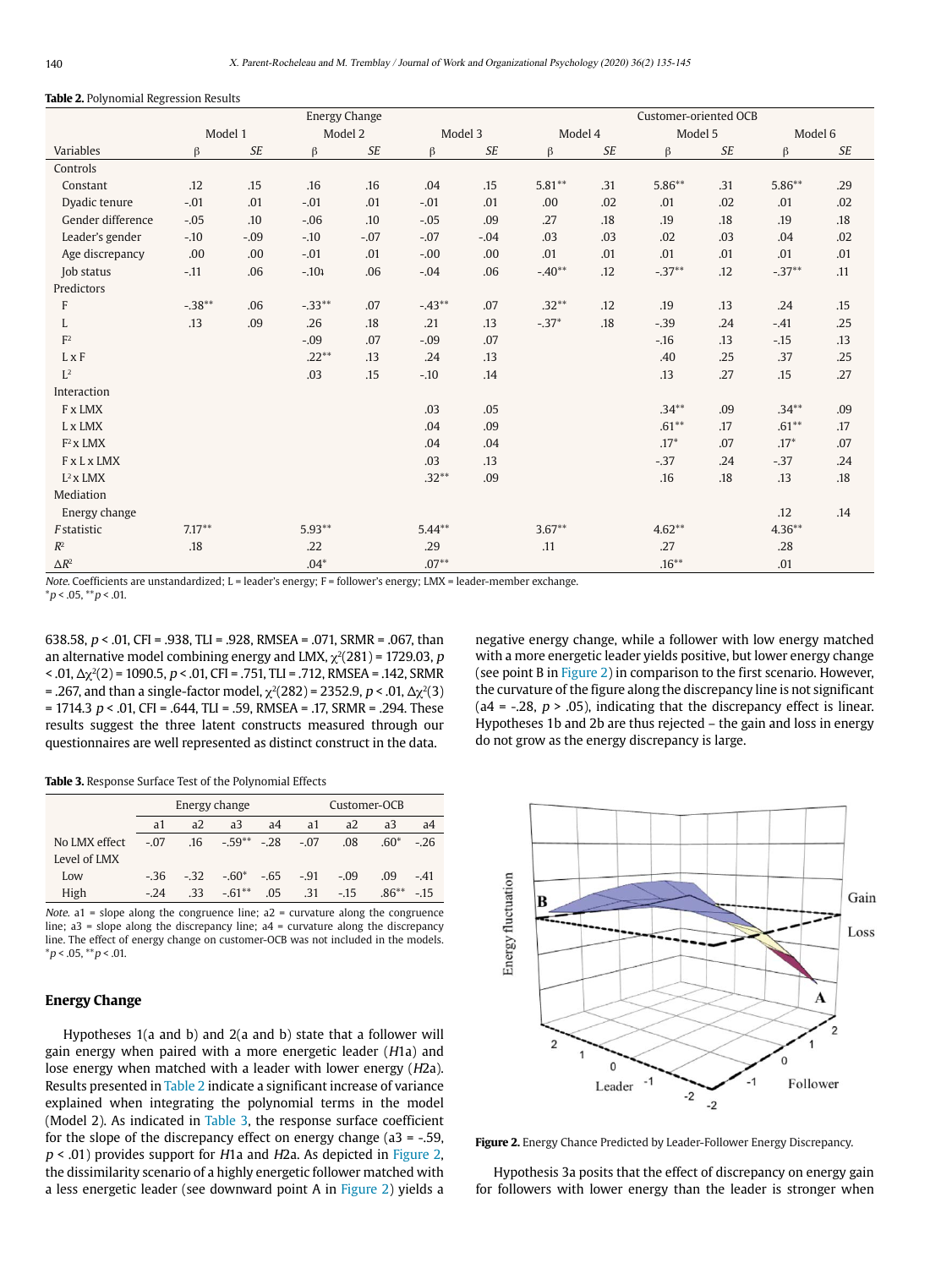**Table 2.** Polynomial Regression Results

| | Energy Change | | | | | | Customer-oriented OCB | | | | | |
|---|---|---|---|---|---|---|---|---|---|---|---|---|
| | Model 1 | | Model 2 | | Model 3 | | Model 4 | | Model 5 | | Model 6 | |
| Variables | β | *SE* | β | *SE* | β | *SE* | β | *SE* | β | *SE* | β | *SE* |
| Controls | | | | | | | | | | | | |
| Constant | .12 | .15 | .16 | .16 | .04 | .15 | 5.81** | .31 | 5.86** | .31 | 5.86** | .29 |
| Dyadic tenure | -.01 | .01 | -.01 | .01 | -.01 | .01 | .00 | .02 | .01 | .02 | .01 | .02 |
| Gender difference | -.05 | .10 | -.06 | .10 | -.05 | .09 | .27 | .18 | .19 | .18 | .19 | .18 |
| Leader's gender | -.10 | -.09 | -.10 | -.07 | -.07 | -.04 | .03 | .03 | .02 | .03 | .04 | .02 |
| Age discrepancy | .00 | .00 | -.01 | .01 | -.00 | .00 | .01 | .01 | .01 | .01 | .01 | .01 |
| Job status | -.11 | .06 | -.10ı | .06 | -.04 | .06 | -.40** | .12 | -.37** | .12 | -.37** | .11 |
| Predictors | | | | | | | | | | | | |
| F | -.38** | .06 | -.33** | .07 | -.43** | .07 | .32** | .12 | .19 | .13 | .24 | .15 |
| L | .13 | .09 | .26 | .18 | .21 | .13 | -.37* | .18 | -.39 | .24 | -.41 | .25 |
| $F^2$ | | | -.09 | .07 | -.09 | .07 | | | -.16 | .13 | -.15 | .13 |
| L x F | | | .22** | .13 | .24 | .13 | | | .40 | .25 | .37 | .25 |
| $L^2$ | | | .03 | .15 | -.10 | .14 | | | .13 | .27 | .15 | .27 |
| Interaction | | | | | | | | | | | | |
| F x LMX | | | | | .03 | .05 | | | .34** | .09 | .34** | .09 |
| L x LMX | | | | | .04 | .09 | | | .61** | .17 | .61** | .17 |
| $F^2$ x LMX | | | | | .04 | .04 | | | .17* | .07 | .17* | .07 |
| F x L x LMX | | | | | .03 | .13 | | | -.37 | .24 | -.37 | .24 |
| $L^2$ x LMX | | | | | .32** | .09 | | | .16 | .18 | .13 | .18 |
| Mediation | | | | | | | | | | | | |
| Energy change | | | | | | | | | | | .12 | .14 |
| *F* statistic | 7.17** | | 5.93** | | 5.44** | | 3.67** | | 4.62** | | 4.36** | |
| $R^2$ | .18 | | .22 | | .29 | | .11 | | .27 | | .28 | |
| $\Delta R^2$ | | | .04* | | .07** | | | | .16** | | .01 | |

*Note.* Coefficients are unstandardized; L = leader's energy; F = follower's energy; LMX = leader-member exchange.
*$p < .05$, **$p < .01$.

638.58, $p < .01$, CFI = .938, TLI = .928, RMSEA = .071, SRMR = .067, than an alternative model combining energy and LMX, $\chi^2(281) = 1729.03$, $p < .01$, $\Delta\chi^2(2) = 1090.5$, $p < .01$, CFI = .751, TLI = .712, RMSEA = .142, SRMR = .267, and than a single-factor model, $\chi^2(282) = 2352.9$, $p < .01$, $\Delta\chi^2(3) = 1714.3$ $p < .01$, CFI = .644, TLI = .59, RMSEA = .17, SRMR = .294. These results suggest the three latent constructs measured through our questionnaires are well represented as distinct construct in the data.

**Table 3.** Response Surface Test of the Polynomial Effects

| | Energy change | | | | Customer-OCB | | | |
|---|---|---|---|---|---|---|---|---|
| | a1 | a2 | a3 | a4 | a1 | a2 | a3 | a4 |
| No LMX effect | -.07 | .16 | -.59** | -.28 | -.07 | .08 | .60* | -.26 |
| Level of LMX | | | | | | | | |
| Low | -.36 | -.32 | -.60* | -.65 | -.91 | -.09 | .09 | -.41 |
| High | -.24 | .33 | -.61** | .05 | .31 | -.15 | .86** | -.15 |

*Note.* a1 = slope along the congruence line; a2 = curvature along the congruence line; a3 = slope along the discrepancy line; a4 = curvature along the discrepancy line. The effect of energy change on customer-OCB was not included in the models.
*$p < .05$, **$p < .01$.

## Energy Change

Hypotheses 1(a and b) and 2(a and b) state that a follower will gain energy when paired with a more energetic leader (*H*1a) and lose energy when matched with a leader with lower energy (*H*2a). Results presented in Table 2 indicate a significant increase of variance explained when integrating the polynomial terms in the model (Model 2). As indicated in Table 3, the response surface coefficient for the slope of the discrepancy effect on energy change (a3 = -.59, $p < .01$) provides support for *H*1a and *H*2a. As depicted in Figure 2, the dissimilarity scenario of a highly energetic follower matched with a less energetic leader (see downward point A in Figure 2) yields a negative energy change, while a follower with low energy matched with a more energetic leader yields positive, but lower energy change (see point B in Figure 2) in comparison to the first scenario. However, the curvature of the figure along the discrepancy line is not significant (a4 = -.28, $p > .05$), indicating that the discrepancy effect is linear. Hypotheses 1b and 2b are thus rejected – the gain and loss in energy do not grow as the energy discrepancy is large.

**Figure 2.** Energy Chance Predicted by Leader-Follower Energy Discrepancy.

Hypothesis 3a posits that the effect of discrepancy on energy gain for followers with lower energy than the leader is stronger when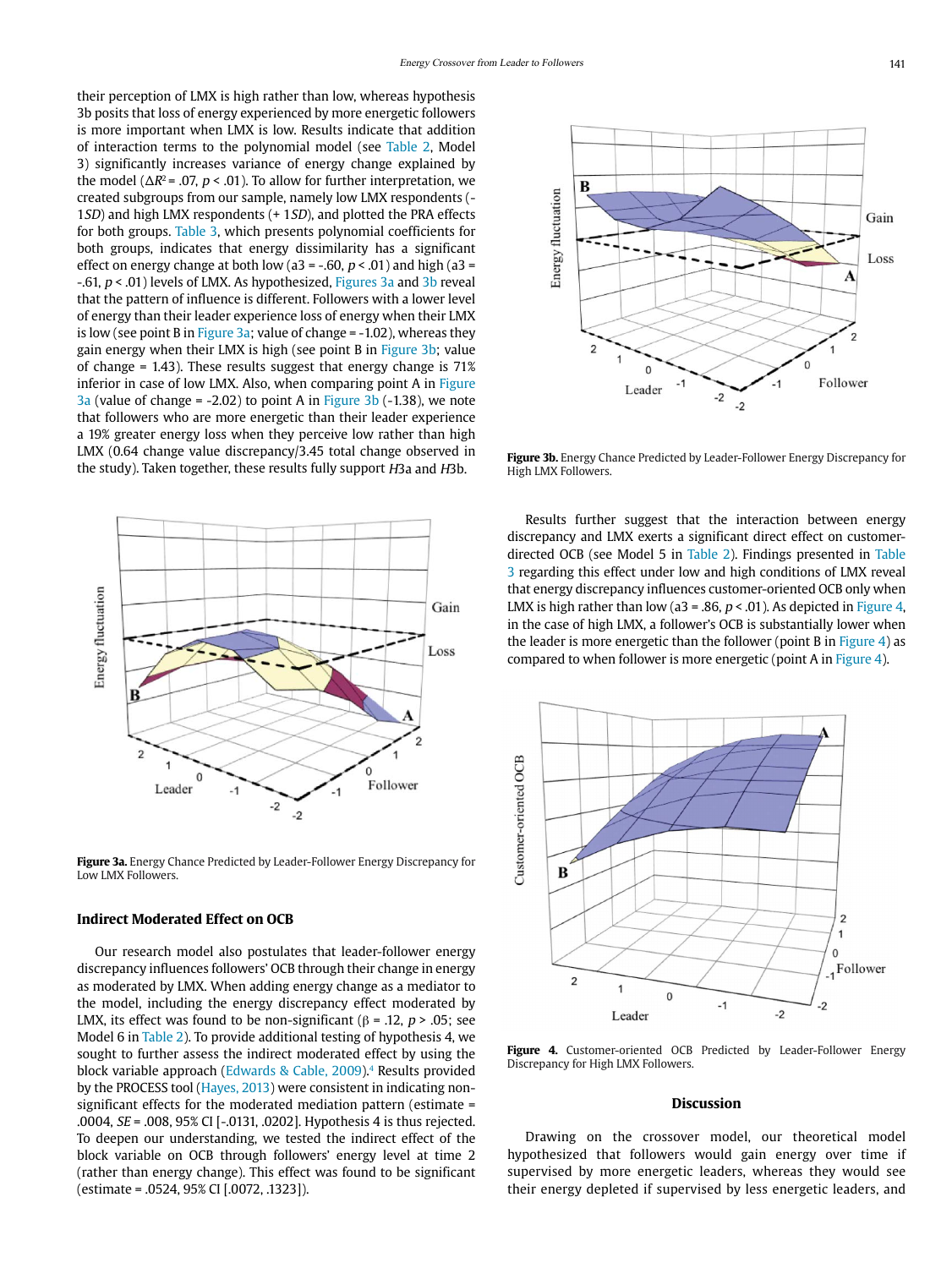their perception of LMX is high rather than low, whereas hypothesis 3b posits that loss of energy experienced by more energetic followers is more important when LMX is low. Results indicate that addition of interaction terms to the polynomial model (see Table 2, Model 3) significantly increases variance of energy change explained by the model ($\Delta R^2$ = .07, $p$ < .01). To allow for further interpretation, we created subgroups from our sample, namely low LMX respondents (-1*SD*) and high LMX respondents (+ 1*SD*), and plotted the PRA effects for both groups. Table 3, which presents polynomial coefficients for both groups, indicates that energy dissimilarity has a significant effect on energy change at both low (a3 = -.60, $p$ < .01) and high (a3 = -.61, $p$ < .01) levels of LMX. As hypothesized, Figures 3a and 3b reveal that the pattern of influence is different. Followers with a lower level of energy than their leader experience loss of energy when their LMX is low (see point B in Figure 3a; value of change = -1.02), whereas they gain energy when their LMX is high (see point B in Figure 3b; value of change = 1.43). These results suggest that energy change is 71% inferior in case of low LMX. Also, when comparing point A in Figure 3a (value of change = -2.02) to point A in Figure 3b (-1.38), we note that followers who are more energetic than their leader experience a 19% greater energy loss when they perceive low rather than high LMX (0.64 change value discrepancy/3.45 total change observed in the study). Taken together, these results fully support *H*3a and *H*3b.

**Figure 3a.** Energy Chance Predicted by Leader-Follower Energy Discrepancy for Low LMX Followers.

### Indirect Moderated Effect on OCB

Our research model also postulates that leader-follower energy discrepancy influences followers' OCB through their change in energy as moderated by LMX. When adding energy change as a mediator to the model, including the energy discrepancy effect moderated by LMX, its effect was found to be non-significant (β = .12, $p$ > .05; see Model 6 in Table 2). To provide additional testing of hypothesis 4, we sought to further assess the indirect moderated effect by using the block variable approach (Edwards & Cable, 2009).[4] Results provided by the PROCESS tool (Hayes, 2013) were consistent in indicating non-significant effects for the moderated mediation pattern (estimate = .0004, *SE* = .008, 95% CI [-.0131, .0202]. Hypothesis 4 is thus rejected. To deepen our understanding, we tested the indirect effect of the block variable on OCB through followers' energy level at time 2 (rather than energy change). This effect was found to be significant (estimate = .0524, 95% CI [.0072, .1323]).

**Figure 3b.** Energy Chance Predicted by Leader-Follower Energy Discrepancy for High LMX Followers.

Results further suggest that the interaction between energy discrepancy and LMX exerts a significant direct effect on customer-directed OCB (see Model 5 in Table 2). Findings presented in Table 3 regarding this effect under low and high conditions of LMX reveal that energy discrepancy influences customer-oriented OCB only when LMX is high rather than low (a3 = .86, $p$ < .01). As depicted in Figure 4, in the case of high LMX, a follower's OCB is substantially lower when the leader is more energetic than the follower (point B in Figure 4) as compared to when follower is more energetic (point A in Figure 4).

**Figure 4.** Customer-oriented OCB Predicted by Leader-Follower Energy Discrepancy for High LMX Followers.

## Discussion

Drawing on the crossover model, our theoretical model hypothesized that followers would gain energy over time if supervised by more energetic leaders, whereas they would see their energy depleted if supervised by less energetic leaders, and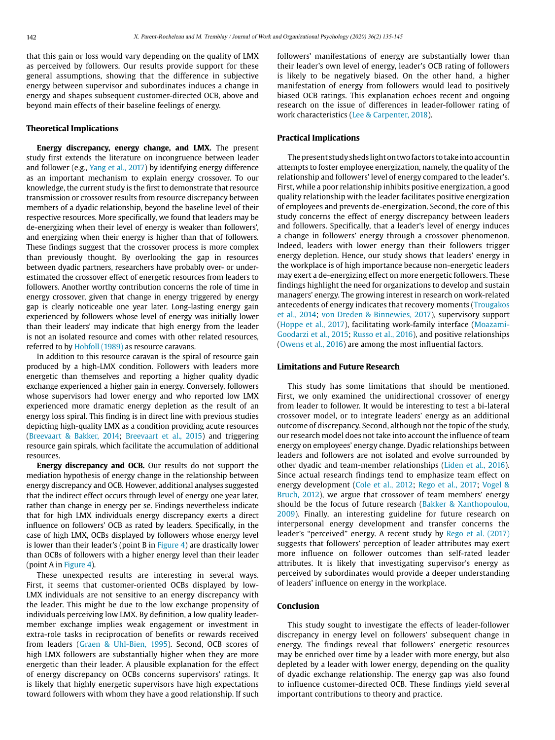that this gain or loss would vary depending on the quality of LMX as perceived by followers. Our results provide support for these general assumptions, showing that the difference in subjective energy between supervisor and subordinates induces a change in energy and shapes subsequent customer-directed OCB, above and beyond main effects of their baseline feelings of energy.

### Theoretical Implications

**Energy discrepancy, energy change, and LMX.** The present study first extends the literature on incongruence between leader and follower (e.g., Yang et al., 2017) by identifying energy difference as an important mechanism to explain energy crossover. To our knowledge, the current study is the first to demonstrate that resource transmission or crossover results from resource discrepancy between members of a dyadic relationship, beyond the baseline level of their respective resources. More specifically, we found that leaders may be de-energizing when their level of energy is weaker than followers', and energizing when their energy is higher than that of followers. These findings suggest that the crossover process is more complex than previously thought. By overlooking the gap in resources between dyadic partners, researchers have probably over- or underestimated the crossover effect of energetic resources from leaders to followers. Another worthy contribution concerns the role of time in energy crossover, given that change in energy triggered by energy gap is clearly noticeable one year later. Long-lasting energy gain experienced by followers whose level of energy was initially lower than their leaders' may indicate that high energy from the leader is not an isolated resource and comes with other related resources, referred to by Hobfoll (1989) as resource caravans.

In addition to this resource caravan is the spiral of resource gain produced by a high-LMX condition. Followers with leaders more energetic than themselves and reporting a higher quality dyadic exchange experienced a higher gain in energy. Conversely, followers whose supervisors had lower energy and who reported low LMX experienced more dramatic energy depletion as the result of an energy loss spiral. This finding is in direct line with previous studies depicting high-quality LMX as a condition providing acute resources (Breevaart & Bakker, 2014; Breevaart et al., 2015) and triggering resource gain spirals, which facilitate the accumulation of additional resources.

**Energy discrepancy and OCB.** Our results do not support the mediation hypothesis of energy change in the relationship between energy discrepancy and OCB. However, additional analyses suggested that the indirect effect occurs through level of energy one year later, rather than change in energy per se. Findings nevertheless indicate that for high LMX individuals energy discrepancy exerts a direct influence on followers' OCB as rated by leaders. Specifically, in the case of high LMX, OCBs displayed by followers whose energy level is lower than their leader's (point B in Figure 4) are drastically lower than OCBs of followers with a higher energy level than their leader (point A in Figure 4).

These unexpected results are interesting in several ways. First, it seems that customer-oriented OCBs displayed by low-LMX individuals are not sensitive to an energy discrepancy with the leader. This might be due to the low exchange propensity of individuals perceiving low LMX. By definition, a low quality leader-member exchange implies weak engagement or investment in extra-role tasks in reciprocation of benefits or rewards received from leaders (Graen & Uhl-Bien, 1995). Second, OCB scores of high LMX followers are substantially higher when they are more energetic than their leader. A plausible explanation for the effect of energy discrepancy on OCBs concerns supervisors' ratings. It is likely that highly energetic supervisors have high expectations toward followers with whom they have a good relationship. If such followers' manifestations of energy are substantially lower than their leader's own level of energy, leader's OCB rating of followers is likely to be negatively biased. On the other hand, a higher manifestation of energy from followers would lead to positively biased OCB ratings. This explanation echoes recent and ongoing research on the issue of differences in leader-follower rating of work characteristics (Lee & Carpenter, 2018).

### Practical Implications

The present study sheds light on two factors to take into account in attempts to foster employee energization, namely, the quality of the relationship and followers' level of energy compared to the leader's. First, while a poor relationship inhibits positive energization, a good quality relationship with the leader facilitates positive energization of employees and prevents de-energization. Second, the core of this study concerns the effect of energy discrepancy between leaders and followers. Specifically, that a leader's level of energy induces a change in followers' energy through a crossover phenomenon. Indeed, leaders with lower energy than their followers trigger energy depletion. Hence, our study shows that leaders' energy in the workplace is of high importance because non-energetic leaders may exert a de-energizing effect on more energetic followers. These findings highlight the need for organizations to develop and sustain managers' energy. The growing interest in research on work-related antecedents of energy indicates that recovery moments (Trougakos et al., 2014; von Dreden & Binnewies, 2017), supervisory support (Hoppe et al., 2017), facilitating work-family interface (Moazami-Goodarzi et al., 2015; Russo et al., 2016), and positive relationships (Owens et al., 2016) are among the most influential factors.

### Limitations and Future Research

This study has some limitations that should be mentioned. First, we only examined the unidirectional crossover of energy from leader to follower. It would be interesting to test a bi-lateral crossover model, or to integrate leaders' energy as an additional outcome of discrepancy. Second, although not the topic of the study, our research model does not take into account the influence of team energy on employees' energy change. Dyadic relationships between leaders and followers are not isolated and evolve surrounded by other dyadic and team-member relationships (Liden et al., 2016). Since actual research findings tend to emphasize team effect on energy development (Cole et al., 2012; Rego et al., 2017; Vogel & Bruch, 2012), we argue that crossover of team members' energy should be the focus of future research (Bakker & Xanthopoulou, 2009). Finally, an interesting guideline for future research on interpersonal energy development and transfer concerns the leader's "perceived" energy. A recent study by Rego et al. (2017) suggests that followers' perception of leader attributes may exert more influence on follower outcomes than self-rated leader attributes. It is likely that investigating supervisor's energy as perceived by subordinates would provide a deeper understanding of leaders' influence on energy in the workplace.

### Conclusion

This study sought to investigate the effects of leader-follower discrepancy in energy level on followers' subsequent change in energy. The findings reveal that followers' energetic resources may be enriched over time by a leader with more energy, but also depleted by a leader with lower energy, depending on the quality of dyadic exchange relationship. The energy gap was also found to influence customer-directed OCB. These findings yield several important contributions to theory and practice.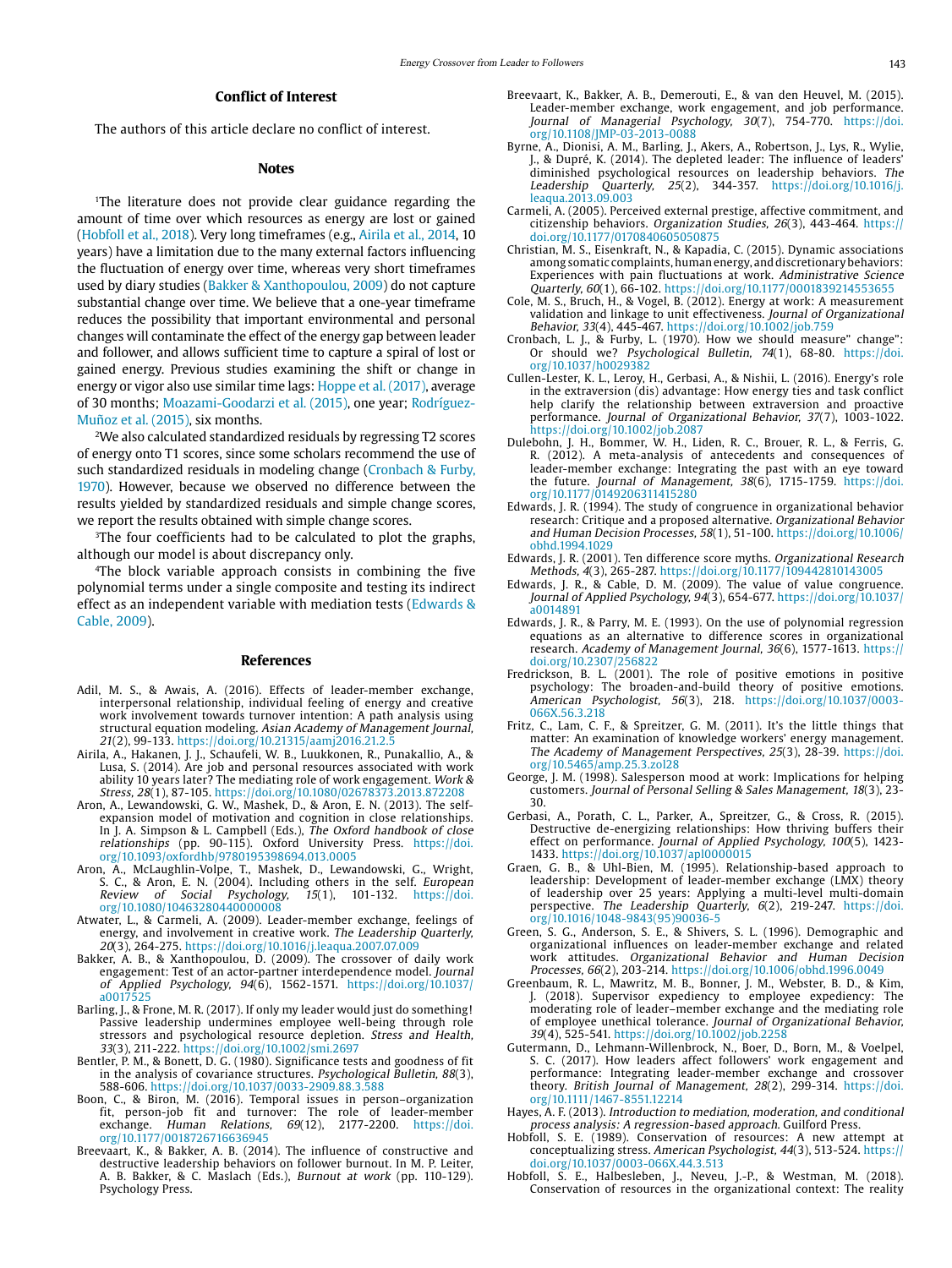## Conflict of Interest

The authors of this article declare no conflict of interest.

## Notes

[1]The literature does not provide clear guidance regarding the amount of time over which resources as energy are lost or gained (Hobfoll et al., 2018). Very long timeframes (e.g., Airila et al., 2014, 10 years) have a limitation due to the many external factors influencing the fluctuation of energy over time, whereas very short timeframes used by diary studies (Bakker & Xanthopoulou, 2009) do not capture substantial change over time. We believe that a one-year timeframe reduces the possibility that important environmental and personal changes will contaminate the effect of the energy gap between leader and follower, and allows sufficient time to capture a spiral of lost or gained energy. Previous studies examining the shift or change in energy or vigor also use similar time lags: Hoppe et al. (2017), average of 30 months; Moazami-Goodarzi et al. (2015), one year; Rodríguez-Muñoz et al. (2015), six months.

[2]We also calculated standardized residuals by regressing T2 scores of energy onto T1 scores, since some scholars recommend the use of such standardized residuals in modeling change (Cronbach & Furby, 1970). However, because we observed no difference between the results yielded by standardized residuals and simple change scores, we report the results obtained with simple change scores.

[3]The four coefficients had to be calculated to plot the graphs, although our model is about discrepancy only.

[4]The block variable approach consists in combining the five polynomial terms under a single composite and testing its indirect effect as an independent variable with mediation tests (Edwards & Cable, 2009).

## References

Adil, M. S., & Awais, A. (2016). Effects of leader-member exchange, interpersonal relationship, individual feeling of energy and creative work involvement towards turnover intention: A path analysis using structural equation modeling. *Asian Academy of Management Journal, 21*(2), 99-133. https://doi.org/10.21315/aamj2016.21.2.5

Airila, A., Hakanen, J. J., Schaufeli, W. B., Luukkonen, R., Punakallio, A., & Lusa, S. (2014). Are job and personal resources associated with work ability 10 years later? The mediating role of work engagement. *Work & Stress, 28*(1), 87-105. https://doi.org/10.1080/02678373.2013.872208

Aron, A., Lewandowski, G. W., Mashek, D., & Aron, E. N. (2013). The self-expansion model of motivation and cognition in close relationships. In J. A. Simpson & L. Campbell (Eds.), *The Oxford handbook of close relationships* (pp. 90-115). Oxford University Press. https://doi.org/10.1093/oxfordhb/9780195398694.013.0005

Aron, A., McLaughlin-Volpe, T., Mashek, D., Lewandowski, G., Wright, S. C., & Aron, E. N. (2004). Including others in the self. *European Review of Social Psychology, 15*(1), 101-132. https://doi.org/10.1080/10463280440000008

Atwater, L., & Carmeli, A. (2009). Leader-member exchange, feelings of energy, and involvement in creative work. *The Leadership Quarterly, 20*(3), 264-275. https://doi.org/10.1016/j.leaqua.2007.07.009

Bakker, A. B., & Xanthopoulou, D. (2009). The crossover of daily work engagement: Test of an actor-partner interdependence model. *Journal of Applied Psychology, 94*(6), 1562-1571. https://doi.org/10.1037/a0017525

Barling, J., & Frone, M. R. (2017). If only my leader would just do something! Passive leadership undermines employee well-being through role stressors and psychological resource depletion. *Stress and Health, 33*(3), 211-222. https://doi.org/10.1002/smi.2697

Bentler, P. M., & Bonett, D. G. (1980). Significance tests and goodness of fit in the analysis of covariance structures. *Psychological Bulletin, 88*(3), 588-606. https://doi.org/10.1037/0033-2909.88.3.588

Boon, C., & Biron, M. (2016). Temporal issues in person–organization fit, person-job fit and turnover: The role of leader-member exchange. *Human Relations, 69*(12), 2177-2200. https://doi.org/10.1177/0018726716636945

Breevaart, K., & Bakker, A. B. (2014). The influence of constructive and destructive leadership behaviors on follower burnout. In M. P. Leiter, A. B. Bakker, & C. Maslach (Eds.), *Burnout at work* (pp. 110-129). Psychology Press.

Breevaart, K., Bakker, A. B., Demerouti, E., & van den Heuvel, M. (2015). Leader-member exchange, work engagement, and job performance. *Journal of Managerial Psychology, 30*(7), 754-770. https://doi.org/10.1108/JMP-03-2013-0088

Byrne, A., Dionisi, A. M., Barling, J., Akers, A., Robertson, J., Lys, R., Wylie, J., & Dupré, K. (2014). The depleted leader: The influence of leaders' diminished psychological resources on leadership behaviors. *The Leadership Quarterly, 25*(2), 344-357. https://doi.org/10.1016/j.leaqua.2013.09.003

Carmeli, A. (2005). Perceived external prestige, affective commitment, and citizenship behaviors. *Organization Studies, 26*(3), 443-464. https://doi.org/10.1177/0170840605050875

Christian, M. S., Eisenkraft, N., & Kapadia, C. (2015). Dynamic associations among somatic complaints, human energy, and discretionary behaviors: Experiences with pain fluctuations at work. *Administrative Science Quarterly, 60*(1), 66-102. https://doi.org/10.1177/0001839214553655

Cole, M. S., Bruch, H., & Vogel, B. (2012). Energy at work: A measurement validation and linkage to unit effectiveness. *Journal of Organizational Behavior, 33*(4), 445-467. https://doi.org/10.1002/job.759

Cronbach, L. J., & Furby, L. (1970). How we should measure" change": Or should we? *Psychological Bulletin, 74*(1), 68-80. https://doi.org/10.1037/h0029382

Cullen-Lester, K. L., Leroy, H., Gerbasi, A., & Nishii, L. (2016). Energy's role in the extraversion (dis) advantage: How energy ties and task conflict help clarify the relationship between extraversion and proactive performance. *Journal of Organizational Behavior, 37*(7), 1003-1022. https://doi.org/10.1002/job.2087

Dulebohn, J. H., Bommer, W. H., Liden, R. C., Brouer, R. L., & Ferris, G. R. (2012). A meta-analysis of antecedents and consequences of leader-member exchange: Integrating the past with an eye toward the future. *Journal of Management, 38*(6), 1715-1759. https://doi.org/10.1177/0149206311415280

Edwards, J. R. (1994). The study of congruence in organizational behavior research: Critique and a proposed alternative. *Organizational Behavior and Human Decision Processes, 58*(1), 51-100. https://doi.org/10.1006/obhd.1994.1029

Edwards, J. R. (2001). Ten difference score myths. *Organizational Research Methods, 4*(3), 265-287. https://doi.org/10.1177/109442810143005

Edwards, J. R., & Cable, D. M. (2009). The value of value congruence. *Journal of Applied Psychology, 94*(3), 654-677. https://doi.org/10.1037/a0014891

Edwards, J. R., & Parry, M. E. (1993). On the use of polynomial regression equations as an alternative to difference scores in organizational research. *Academy of Management Journal, 36*(6), 1577-1613. https://doi.org/10.2307/256822

Fredrickson, B. L. (2001). The role of positive emotions in positive psychology: The broaden-and-build theory of positive emotions. *American Psychologist, 56*(3), 218. https://doi.org/10.1037/0003-066X.56.3.218

Fritz, C., Lam, C. F., & Spreitzer, G. M. (2011). It's the little things that matter: An examination of knowledge workers' energy management. *The Academy of Management Perspectives, 25*(3), 28-39. https://doi.org/10.5465/amp.25.3.zol28

George, J. M. (1998). Salesperson mood at work: Implications for helping customers. *Journal of Personal Selling & Sales Management, 18*(3), 23-30.

Gerbasi, A., Porath, C. L., Parker, A., Spreitzer, G., & Cross, R. (2015). Destructive de-energizing relationships: How thriving buffers their effect on performance. *Journal of Applied Psychology, 100*(5), 1423-1433. https://doi.org/10.1037/apl0000015

Graen, G. B., & Uhl-Bien, M. (1995). Relationship-based approach to leadership: Development of leader-member exchange (LMX) theory of leadership over 25 years: Applying a multi-level multi-domain perspective. *The Leadership Quarterly, 6*(2), 219-247. https://doi.org/10.1016/1048-9843(95)90036-5

Green, S. G., Anderson, S. E., & Shivers, S. L. (1996). Demographic and organizational influences on leader-member exchange and related work attitudes. *Organizational Behavior and Human Decision Processes, 66*(2), 203-214. https://doi.org/10.1006/obhd.1996.0049

Greenbaum, R. L., Mawritz, M. B., Bonner, J. M., Webster, B. D., & Kim, J. (2018). Supervisor expediency to employee expediency: The moderating role of leader–member exchange and the mediating role of employee unethical tolerance. *Journal of Organizational Behavior, 39*(4), 525-541. https://doi.org/10.1002/job.2258

Gutermann, D., Lehmann-Willenbrock, N., Boer, D., Born, M., & Voelpel, S. C. (2017). How leaders affect followers' work engagement and performance: Integrating leader-member exchange and crossover theory. *British Journal of Management, 28*(2), 299-314. https://doi.org/10.1111/1467-8551.12214

Hayes, A. F. (2013). *Introduction to mediation, moderation, and conditional process analysis: A regression-based approach*. Guilford Press.

Hobfoll, S. E. (1989). Conservation of resources: A new attempt at conceptualizing stress. *American Psychologist, 44*(3), 513-524. https://doi.org/10.1037/0003-066X.44.3.513

Hobfoll, S. E., Halbesleben, J., Neveu, J.-P., & Westman, M. (2018). Conservation of resources in the organizational context: The reality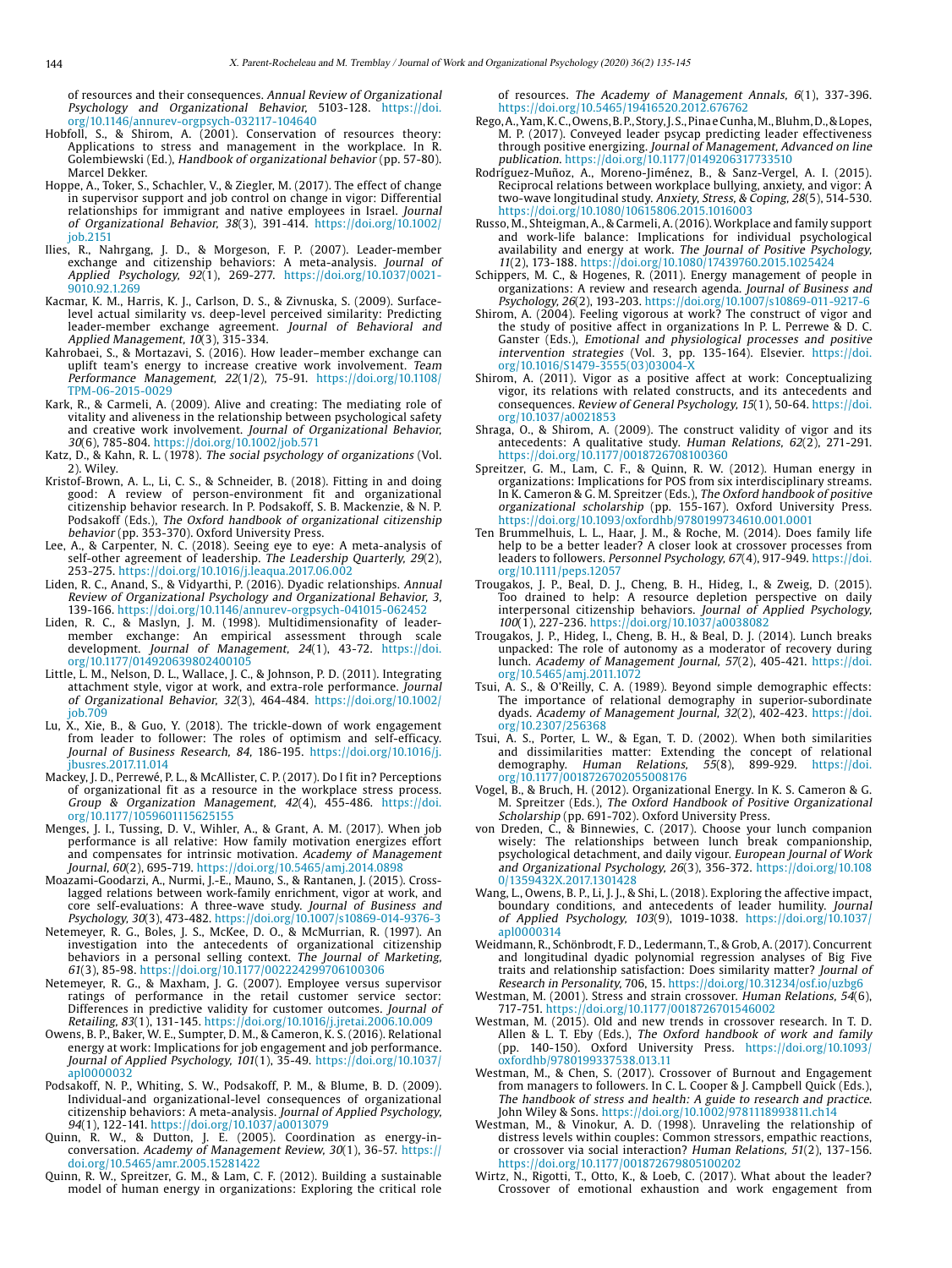of resources and their consequences. *Annual Review of Organizational Psychology and Organizational Behavior,* 5103-128. https://doi.org/10.1146/annurev-orgpsych-032117-104640

Hobfoll, S., & Shirom, A. (2001). Conservation of resources theory: Applications to stress and management in the workplace. In R. Golembiewski (Ed.), *Handbook of organizational behavior* (pp. 57-80). Marcel Dekker.

Hoppe, A., Toker, S., Schachler, V., & Ziegler, M. (2017). The effect of change in supervisor support and job control on change in vigor: Differential relationships for immigrant and native employees in Israel. *Journal of Organizational Behavior, 38*(3), 391-414. https://doi.org/10.1002/job.2151

Ilies, R., Nahrgang, J. D., & Morgeson, F. P. (2007). Leader-member exchange and citizenship behaviors: A meta-analysis. *Journal of Applied Psychology, 92*(1), 269-277. https://doi.org/10.1037/0021-9010.92.1.269

Kacmar, K. M., Harris, K. J., Carlson, D. S., & Zivnuska, S. (2009). Surface-level actual similarity vs. deep-level perceived similarity: Predicting leader-member exchange agreement. *Journal of Behavioral and Applied Management, 10*(3), 315-334.

Kahrobaei, S., & Mortazavi, S. (2016). How leader–member exchange can uplift team's energy to increase creative work involvement. *Team Performance Management, 22*(1/2), 75-91. https://doi.org/10.1108/TPM-06-2015-0029

Kark, R., & Carmeli, A. (2009). Alive and creating: The mediating role of vitality and aliveness in the relationship between psychological safety and creative work involvement. *Journal of Organizational Behavior, 30*(6), 785-804. https://doi.org/10.1002/job.571

Katz, D., & Kahn, R. L. (1978). *The social psychology of organizations* (Vol. 2). Wiley.

Kristof-Brown, A. L., Li, C. S., & Schneider, B. (2018). Fitting in and doing good: A review of person-environment fit and organizational citizenship behavior research. In P. Podsakoff, S. B. Mackenzie, & N. P. Podsakoff (Eds.), *The Oxford handbook of organizational citizenship behavior* (pp. 353-370). Oxford University Press.

Lee, A., & Carpenter, N. C. (2018). Seeing eye to eye: A meta-analysis of self-other agreement of leadership. *The Leadership Quarterly, 29*(2), 253-275. https://doi.org/10.1016/j.leaqua.2017.06.002

Liden, R. C., Anand, S., & Vidyarthi, P. (2016). Dyadic relationships. *Annual Review of Organizational Psychology and Organizational Behavior, 3*, 139-166. https://doi.org/10.1146/annurev-orgpsych-041015-062452

Liden, R. C., & Maslyn, J. M. (1998). Multidimensionafity of leader-member exchange: An empirical assessment through scale development. *Journal of Management, 24*(1), 43-72. https://doi.org/10.1177/014920639802400105

Little, L. M., Nelson, D. L., Wallace, J. C., & Johnson, P. D. (2011). Integrating attachment style, vigor at work, and extra-role performance. *Journal of Organizational Behavior, 32*(3), 464-484. https://doi.org/10.1002/job.709

Lu, X., Xie, B., & Guo, Y. (2018). The trickle-down of work engagement from leader to follower: The roles of optimism and self-efficacy. *Journal of Business Research, 84*, 186-195. https://doi.org/10.1016/j.jbusres.2017.11.014

Mackey, J. D., Perrewé, P. L., & McAllister, C. P. (2017). Do I fit in? Perceptions of organizational fit as a resource in the workplace stress process. *Group & Organization Management, 42*(4), 455-486. https://doi.org/10.1177/1059601115625155

Menges, J. I., Tussing, D. V., Wihler, A., & Grant, A. M. (2017). When job performance is all relative: How family motivation energizes effort and compensates for intrinsic motivation. *Academy of Management Journal, 60*(2), 695-719. https://doi.org/10.5465/amj.2014.0898

Moazami-Goodarzi, A., Nurmi, J.-E., Mauno, S., & Rantanen, J. (2015). Cross-lagged relations between work-family enrichment, vigor at work, and core self-evaluations: A three-wave study. *Journal of Business and Psychology, 30*(3), 473-482. https://doi.org/10.1007/s10869-014-9376-3

Netemeyer, R. G., Boles, J. S., McKee, D. O., & McMurrian, R. (1997). An investigation into the antecedents of organizational citizenship behaviors in a personal selling context. *The Journal of Marketing, 61*(3), 85-98. https://doi.org/10.1177/002224299706100306

Netemeyer, R. G., & Maxham, J. G. (2007). Employee versus supervisor ratings of performance in the retail customer service sector: Differences in predictive validity for customer outcomes. *Journal of Retailing, 83*(1), 131-145. https://doi.org/10.1016/j.jretai.2006.10.009

Owens, B. P., Baker, W. E., Sumpter, D. M., & Cameron, K. S. (2016). Relational energy at work: Implications for job engagement and job performance. *Journal of Applied Psychology, 101*(1), 35-49. https://doi.org/10.1037/apl0000032

Podsakoff, N. P., Whiting, S. W., Podsakoff, P. M., & Blume, B. D. (2009). Individual-and organizational-level consequences of organizational citizenship behaviors: A meta-analysis. *Journal of Applied Psychology, 94*(1), 122-141. https://doi.org/10.1037/a0013079

Quinn, R. W., & Dutton, J. E. (2005). Coordination as energy-in-conversation. *Academy of Management Review, 30*(1), 36-57. https://doi.org/10.5465/amr.2005.15281422

Quinn, R. W., Spreitzer, G. M., & Lam, C. F. (2012). Building a sustainable model of human energy in organizations: Exploring the critical role of resources. *The Academy of Management Annals, 6*(1), 337-396. https://doi.org/10.5465/19416520.2012.676762

Rego, A., Yam, K. C., Owens, B. P., Story, J. S., Pina e Cunha, M., Bluhm, D., & Lopes, M. P. (2017). Conveyed leader psycap predicting leader effectiveness through positive energizing. *Journal of Management, Advanced on line publication.* https://doi.org/10.1177/0149206317733510

Rodríguez-Muñoz, A., Moreno-Jiménez, B., & Sanz-Vergel, A. I. (2015). Reciprocal relations between workplace bullying, anxiety, and vigor: A two-wave longitudinal study. *Anxiety, Stress, & Coping, 28*(5), 514-530. https://doi.org/10.1080/10615806.2015.1016003

Russo, M., Shteigman, A., & Carmeli, A. (2016). Workplace and family support and work-life balance: Implications for individual psychological availability and energy at work. *The Journal of Positive Psychology, 11*(2), 173-188. https://doi.org/10.1080/17439760.2015.1025424

Schippers, M. C., & Hogenes, R. (2011). Energy management of people in organizations: A review and research agenda. *Journal of Business and Psychology, 26*(2), 193-203. https://doi.org/10.1007/s10869-011-9217-6

Shirom, A. (2004). Feeling vigorous at work? The construct of vigor and the study of positive affect in organizations In P. L. Perrewe & D. C. Ganster (Eds.), *Emotional and physiological processes and positive intervention strategies* (Vol. 3, pp. 135-164). Elsevier. https://doi.org/10.1016/S1479-3555(03)03004-X

Shirom, A. (2011). Vigor as a positive affect at work: Conceptualizing vigor, its relations with related constructs, and its antecedents and consequences. *Review of General Psychology, 15*(1), 50-64. https://doi.org/10.1037/a0021853

Shraga, O., & Shirom, A. (2009). The construct validity of vigor and its antecedents: A qualitative study. *Human Relations, 62*(2), 271-291. https://doi.org/10.1177/0018726708100360

Spreitzer, G. M., Lam, C. F., & Quinn, R. W. (2012). Human energy in organizations: Implications for POS from six interdisciplinary streams. In K. Cameron & G. M. Spreitzer (Eds.), *The Oxford handbook of positive organizational scholarship* (pp. 155-167). Oxford University Press. https://doi.org/10.1093/oxfordhb/9780199734610.001.0001

Ten Brummelhuis, L. L., Haar, J. M., & Roche, M. (2014). Does family life help to be a better leader? A closer look at crossover processes from leaders to followers. *Personnel Psychology, 67*(4), 917-949. https://doi.org/10.1111/peps.12057

Trougakos, J. P., Beal, D. J., Cheng, B. H., Hideg, I., & Zweig, D. (2015). Too drained to help: A resource depletion perspective on daily interpersonal citizenship behaviors. *Journal of Applied Psychology, 100*(1), 227-236. https://doi.org/10.1037/a0038082

Trougakos, J. P., Hideg, I., Cheng, B. H., & Beal, D. J. (2014). Lunch breaks unpacked: The role of autonomy as a moderator of recovery during lunch. *Academy of Management Journal, 57*(2), 405-421. https://doi.org/10.5465/amj.2011.1072

Tsui, A. S., & O'Reilly, C. A. (1989). Beyond simple demographic effects: The importance of relational demography in superior-subordinate dyads. *Academy of Management Journal, 32*(2), 402-423. https://doi.org/10.2307/256368

Tsui, A. S., Porter, L. W., & Egan, T. D. (2002). When both similarities and dissimilarities matter: Extending the concept of relational demography. *Human Relations, 55*(8), 899-929. https://doi.org/10.1177/0018726702055008176

Vogel, B., & Bruch, H. (2012). Organizational Energy. In K. S. Cameron & G. M. Spreitzer (Eds.), *The Oxford Handbook of Positive Organizational Scholarship* (pp. 691-702). Oxford University Press.

von Dreden, C., & Binnewies, C. (2017). Choose your lunch companion wisely: The relationships between lunch break companionship, psychological detachment, and daily vigour. *European Journal of Work and Organizational Psychology, 26*(3), 356-372. https://doi.org/10.1080/1359432X.2017.1301428

Wang, L., Owens, B. P., Li, J. J., & Shi, L. (2018). Exploring the affective impact, boundary conditions, and antecedents of leader humility. *Journal of Applied Psychology, 103*(9), 1019-1038. https://doi.org/10.1037/apl0000314

Weidmann, R., Schönbrodt, F. D., Ledermann, T., & Grob, A. (2017). Concurrent and longitudinal dyadic polynomial regression analyses of Big Five traits and relationship satisfaction: Does similarity matter? *Journal of Research in Personality, 706*, 15. https://doi.org/10.31234/osf.io/uzbg6

Westman, M. (2001). Stress and strain crossover. *Human Relations, 54*(6), 717-751. https://doi.org/10.1177/0018726701546002

Westman, M. (2015). Old and new trends in crossover research. In T. D. Allen & L. T. Eby (Eds.), *The Oxford handbook of work and family* (pp. 140-150). Oxford University Press. https://doi.org/10.1093/oxfordhb/9780199337538.013.11

Westman, M., & Chen, S. (2017). Crossover of Burnout and Engagement from managers to followers. In C. L. Cooper & J. Campbell Quick (Eds.), *The handbook of stress and health: A guide to research and practice.* John Wiley & Sons. https://doi.org/10.1002/9781118993811.ch14

Westman, M., & Vinokur, A. D. (1998). Unraveling the relationship of distress levels within couples: Common stressors, empathic reactions, or crossover via social interaction? *Human Relations, 51*(2), 137-156. https://doi.org/10.1177/001872679805100202

Wirtz, N., Rigotti, T., Otto, K., & Loeb, C. (2017). What about the leader? Crossover of emotional exhaustion and work engagement from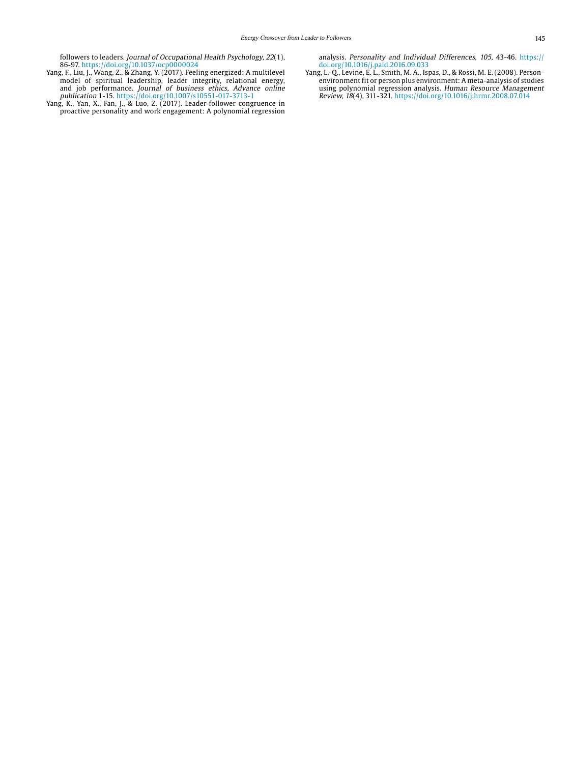followers to leaders. *Journal of Occupational Health Psychology, 22*(1), 86-97. https://doi.org/10.1037/ocp0000024

Yang, F., Liu, J., Wang, Z., & Zhang, Y. (2017). Feeling energized: A multilevel model of spiritual leadership, leader integrity, relational energy, and job performance. *Journal of business ethics, Advance online publication* 1-15. https://doi.org/10.1007/s10551-017-3713-1

Yang, K., Yan, X., Fan, J., & Luo, Z. (2017). Leader-follower congruence in proactive personality and work engagement: A polynomial regression analysis. *Personality and Individual Differences, 105,* 43-46. https://doi.org/10.1016/j.paid.2016.09.033

Yang, L.-Q., Levine, E. L., Smith, M. A., Ispas, D., & Rossi, M. E. (2008). Person-environment fit or person plus environment: A meta-analysis of studies using polynomial regression analysis. *Human Resource Management Review, 18*(4), 311-321. https://doi.org/10.1016/j.hrmr.2008.07.014